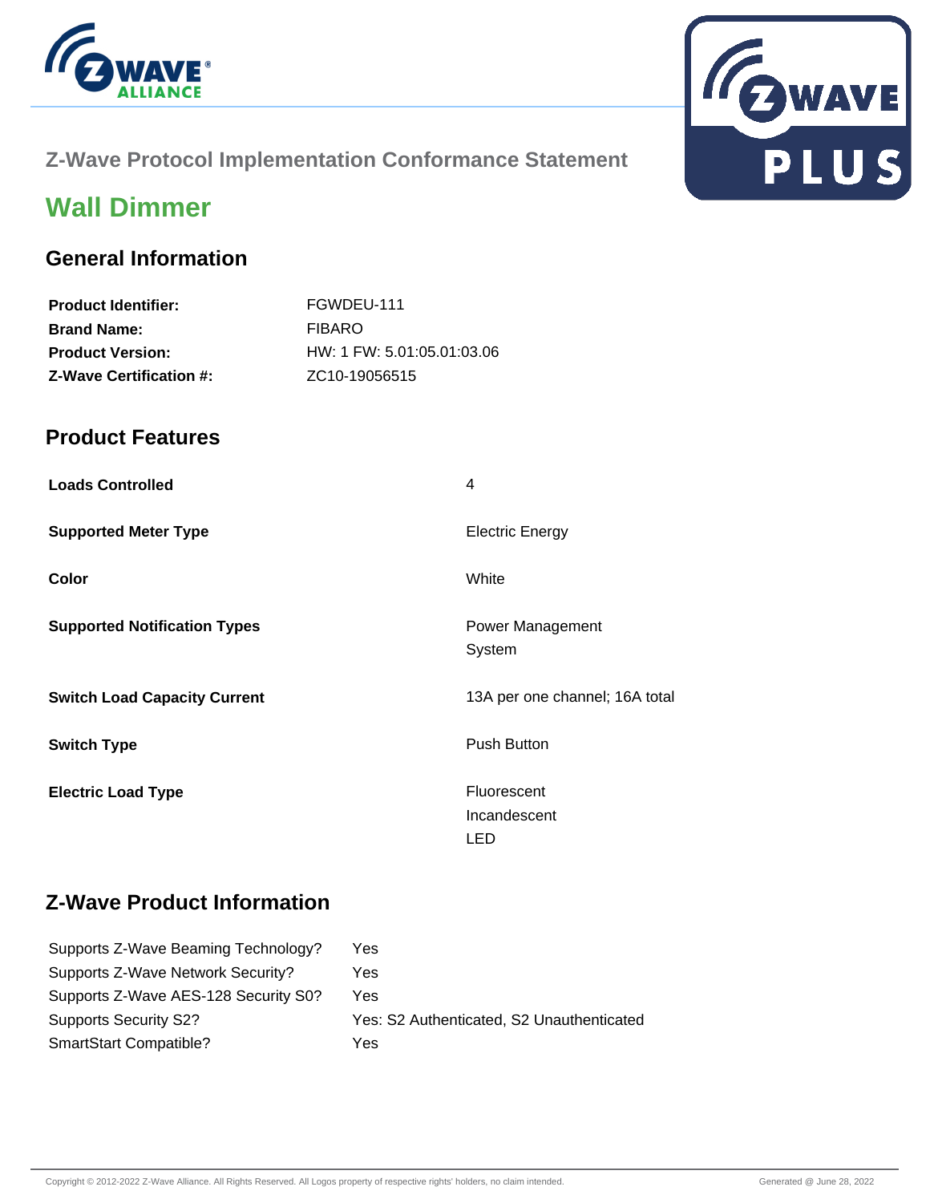## Z-Wave Protocol Implementation Conformance Statement

# Wall Dimmer

## General Information

| | |
|---|---|
| **Product Identifier:** | FGWDEU-111 |
| **Brand Name:** | FIBARO |
| **Product Version:** | HW: 1 FW: 5.01:05.01:03.06 |
| **Z-Wave Certification #:** | ZC10-19056515 |

## Product Features

| | |
|---|---|
| **Loads Controlled** | 4 |
| **Supported Meter Type** | Electric Energy |
| **Color** | White |
| **Supported Notification Types** | Power Management<br>System |
| **Switch Load Capacity Current** | 13A per one channel; 16A total |
| **Switch Type** | Push Button |
| **Electric Load Type** | Fluorescent<br>Incandescent<br>LED |

## Z-Wave Product Information

| | |
|---|---|
| Supports Z-Wave Beaming Technology? | Yes |
| Supports Z-Wave Network Security? | Yes |
| Supports Z-Wave AES-128 Security S0? | Yes |
| Supports Security S2? | Yes: S2 Authenticated, S2 Unauthenticated |
| SmartStart Compatible? | Yes |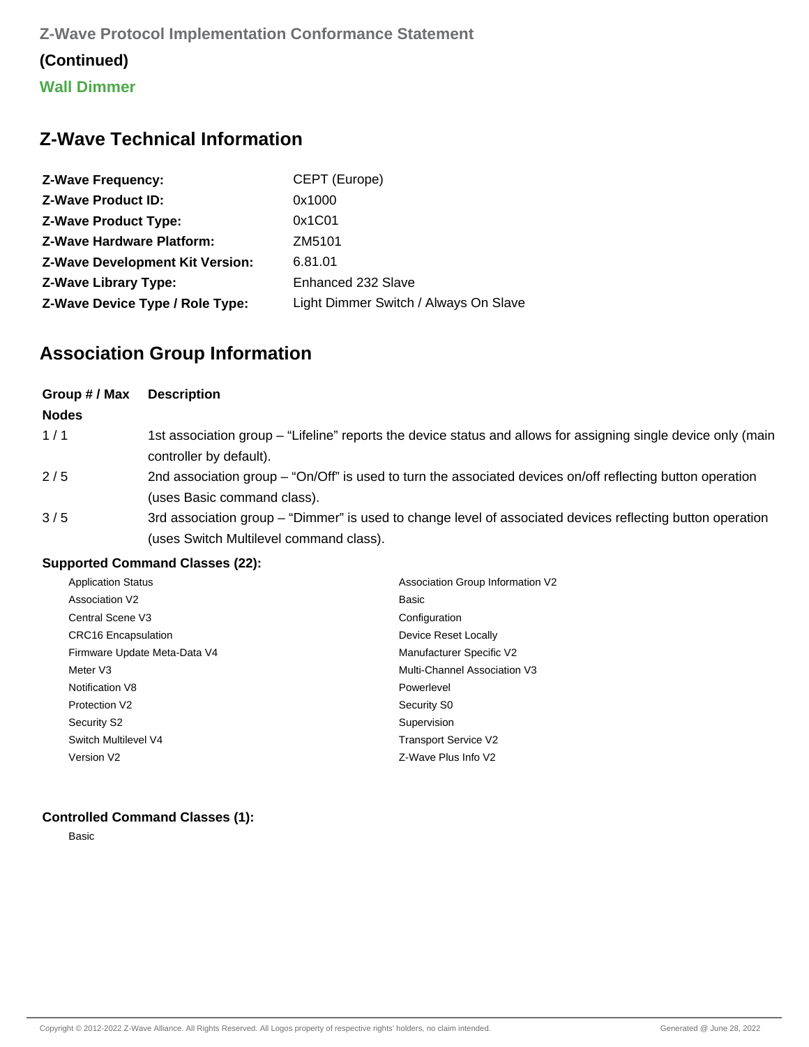Z-Wave Protocol Implementation Conformance Statement

**(Continued)**

**Wall Dimmer**

## Z-Wave Technical Information

| | |
|---|---|
| **Z-Wave Frequency:** | CEPT (Europe) |
| **Z-Wave Product ID:** | 0x1000 |
| **Z-Wave Product Type:** | 0x1C01 |
| **Z-Wave Hardware Platform:** | ZM5101 |
| **Z-Wave Development Kit Version:** | 6.81.01 |
| **Z-Wave Library Type:** | Enhanced 232 Slave |
| **Z-Wave Device Type / Role Type:** | Light Dimmer Switch / Always On Slave |

## Association Group Information

| Group # / Max Nodes | Description |
|---|---|
| 1 / 1 | 1st association group – "Lifeline" reports the device status and allows for assigning single device only (main controller by default). |
| 2 / 5 | 2nd association group – "On/Off" is used to turn the associated devices on/off reflecting button operation (uses Basic command class). |
| 3 / 5 | 3rd association group – "Dimmer" is used to change level of associated devices reflecting button operation (uses Switch Multilevel command class). |

**Supported Command Classes (22):**

- Application Status
- Association Group Information V2
- Association V2
- Basic
- Central Scene V3
- Configuration
- CRC16 Encapsulation
- Device Reset Locally
- Firmware Update Meta-Data V4
- Manufacturer Specific V2
- Meter V3
- Multi-Channel Association V3
- Notification V8
- Powerlevel
- Protection V2
- Security S0
- Security S2
- Supervision
- Switch Multilevel V4
- Transport Service V2
- Version V2
- Z-Wave Plus Info V2

**Controlled Command Classes (1):**

- Basic